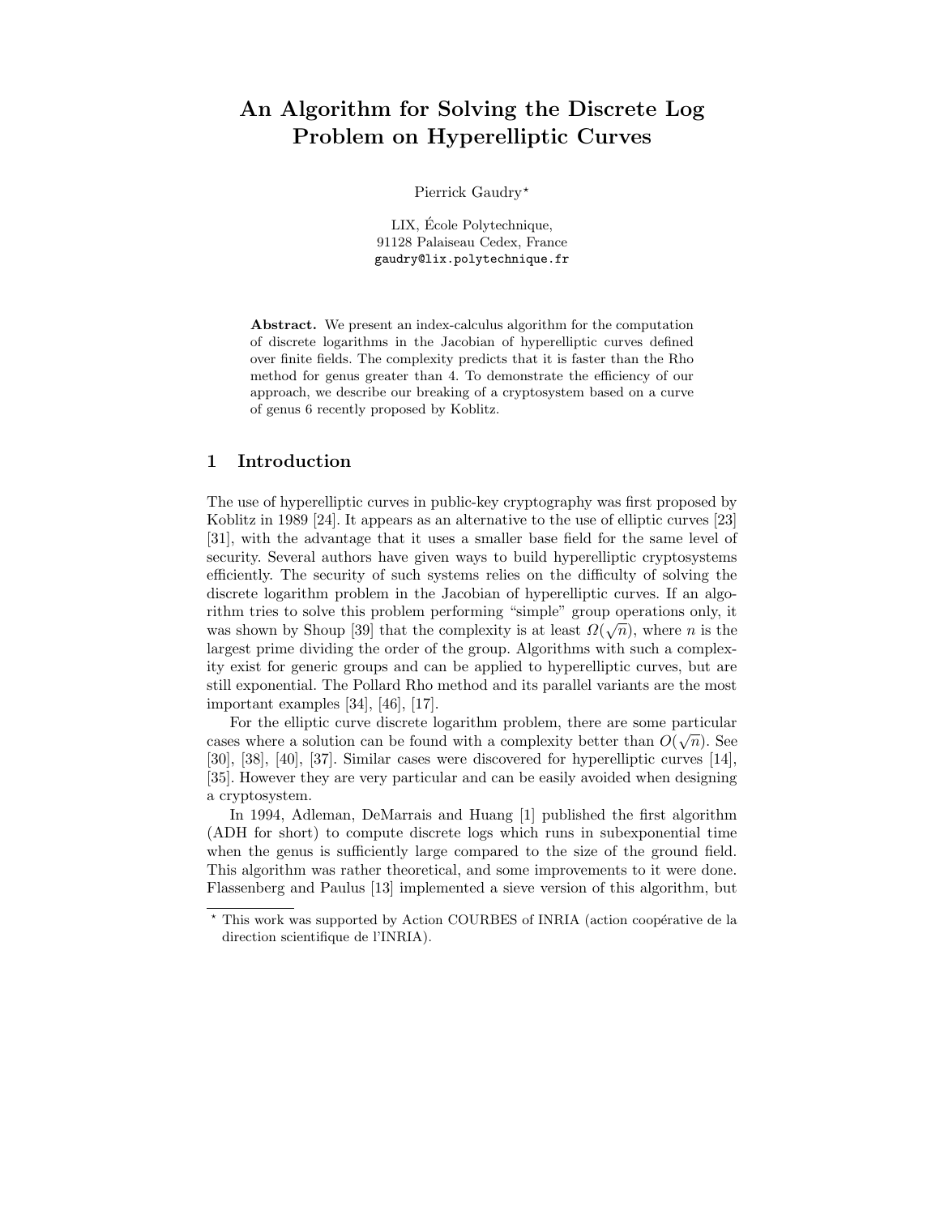# An Algorithm for Solving the Discrete Log Problem on Hyperelliptic Curves

Pierrick Gaudry*

LIX, École Polytechnique,
91128 Palaiseau Cedex, France
gaudry@lix.polytechnique.fr

**Abstract.** We present an index-calculus algorithm for the computation of discrete logarithms in the Jacobian of hyperelliptic curves defined over finite fields. The complexity predicts that it is faster than the Rho method for genus greater than 4. To demonstrate the efficiency of our approach, we describe our breaking of a cryptosystem based on a curve of genus 6 recently proposed by Koblitz.

## 1 Introduction

The use of hyperelliptic curves in public-key cryptography was first proposed by Koblitz in 1989 [24]. It appears as an alternative to the use of elliptic curves [23] [31], with the advantage that it uses a smaller base field for the same level of security. Several authors have given ways to build hyperelliptic cryptosystems efficiently. The security of such systems relies on the difficulty of solving the discrete logarithm problem in the Jacobian of hyperelliptic curves. If an algorithm tries to solve this problem performing "simple" group operations only, it was shown by Shoup [39] that the complexity is at least $\Omega(\sqrt{n})$, where $n$ is the largest prime dividing the order of the group. Algorithms with such a complexity exist for generic groups and can be applied to hyperelliptic curves, but are still exponential. The Pollard Rho method and its parallel variants are the most important examples [34], [46], [17].

For the elliptic curve discrete logarithm problem, there are some particular cases where a solution can be found with a complexity better than $O(\sqrt{n})$. See [30], [38], [40], [37]. Similar cases were discovered for hyperelliptic curves [14], [35]. However they are very particular and can be easily avoided when designing a cryptosystem.

In 1994, Adleman, DeMarrais and Huang [1] published the first algorithm (ADH for short) to compute discrete logs which runs in subexponential time when the genus is sufficiently large compared to the size of the ground field. This algorithm was rather theoretical, and some improvements to it were done. Flassenberg and Paulus [13] implemented a sieve version of this algorithm, but

* This work was supported by Action COURBES of INRIA (action coopérative de la direction scientifique de l'INRIA).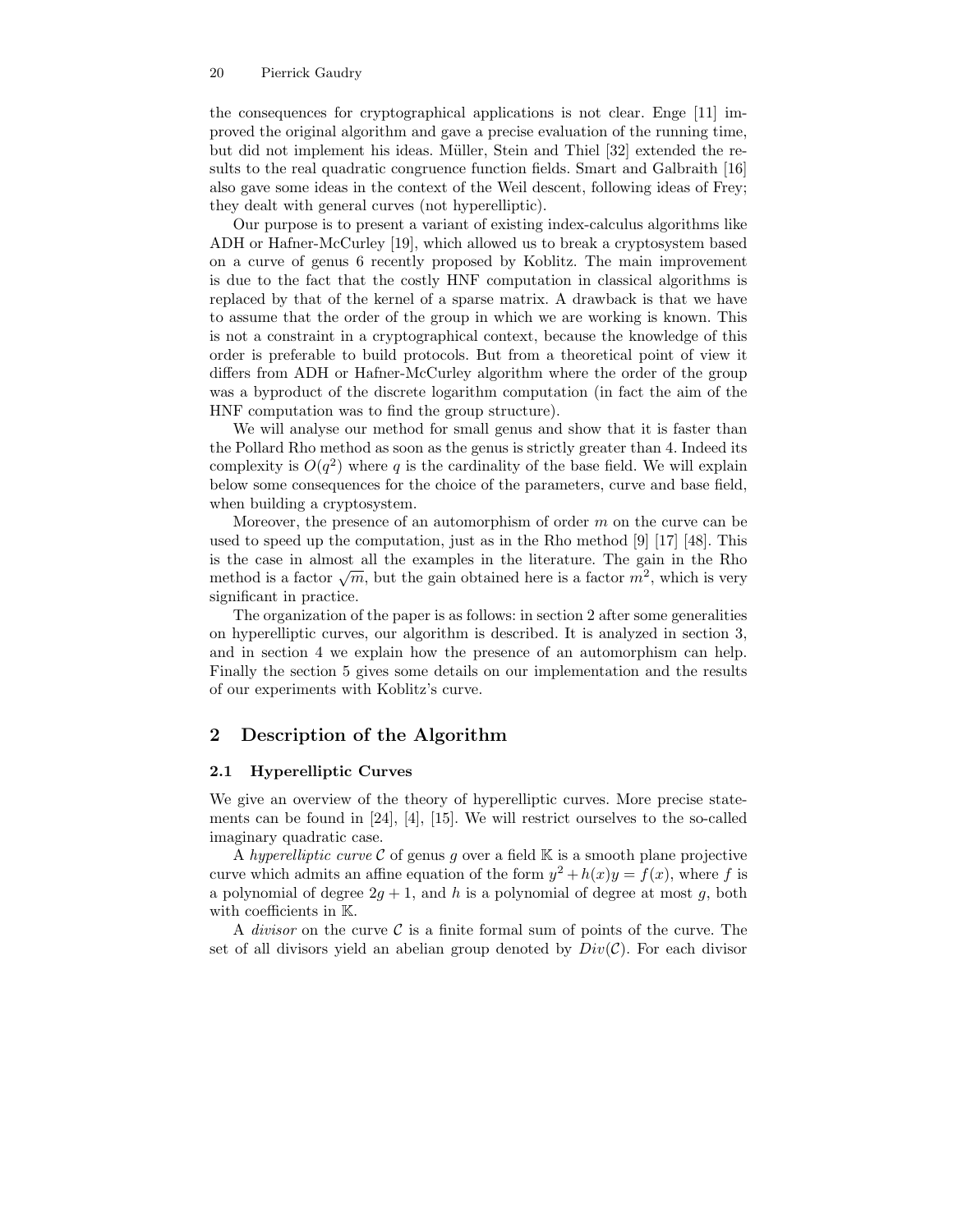the consequences for cryptographical applications is not clear. Enge [11] improved the original algorithm and gave a precise evaluation of the running time, but did not implement his ideas. Müller, Stein and Thiel [32] extended the results to the real quadratic congruence function fields. Smart and Galbraith [16] also gave some ideas in the context of the Weil descent, following ideas of Frey; they dealt with general curves (not hyperelliptic).

Our purpose is to present a variant of existing index-calculus algorithms like ADH or Hafner-McCurley [19], which allowed us to break a cryptosystem based on a curve of genus 6 recently proposed by Koblitz. The main improvement is due to the fact that the costly HNF computation in classical algorithms is replaced by that of the kernel of a sparse matrix. A drawback is that we have to assume that the order of the group in which we are working is known. This is not a constraint in a cryptographical context, because the knowledge of this order is preferable to build protocols. But from a theoretical point of view it differs from ADH or Hafner-McCurley algorithm where the order of the group was a byproduct of the discrete logarithm computation (in fact the aim of the HNF computation was to find the group structure).

We will analyse our method for small genus and show that it is faster than the Pollard Rho method as soon as the genus is strictly greater than 4. Indeed its complexity is $O(q^2)$ where $q$ is the cardinality of the base field. We will explain below some consequences for the choice of the parameters, curve and base field, when building a cryptosystem.

Moreover, the presence of an automorphism of order $m$ on the curve can be used to speed up the computation, just as in the Rho method [9] [17] [48]. This is the case in almost all the examples in the literature. The gain in the Rho method is a factor $\sqrt{m}$, but the gain obtained here is a factor $m^2$, which is very significant in practice.

The organization of the paper is as follows: in section 2 after some generalities on hyperelliptic curves, our algorithm is described. It is analyzed in section 3, and in section 4 we explain how the presence of an automorphism can help. Finally the section 5 gives some details on our implementation and the results of our experiments with Koblitz's curve.

## 2 Description of the Algorithm

### 2.1 Hyperelliptic Curves

We give an overview of the theory of hyperelliptic curves. More precise statements can be found in [24], [4], [15]. We will restrict ourselves to the so-called imaginary quadratic case.

A *hyperelliptic curve* $\mathcal{C}$ of genus $g$ over a field $\mathbb{K}$ is a smooth plane projective curve which admits an affine equation of the form $y^2 + h(x)y = f(x)$, where $f$ is a polynomial of degree $2g+1$, and $h$ is a polynomial of degree at most $g$, both with coefficients in $\mathbb{K}$.

A *divisor* on the curve $\mathcal{C}$ is a finite formal sum of points of the curve. The set of all divisors yield an abelian group denoted by $Div(\mathcal{C})$. For each divisor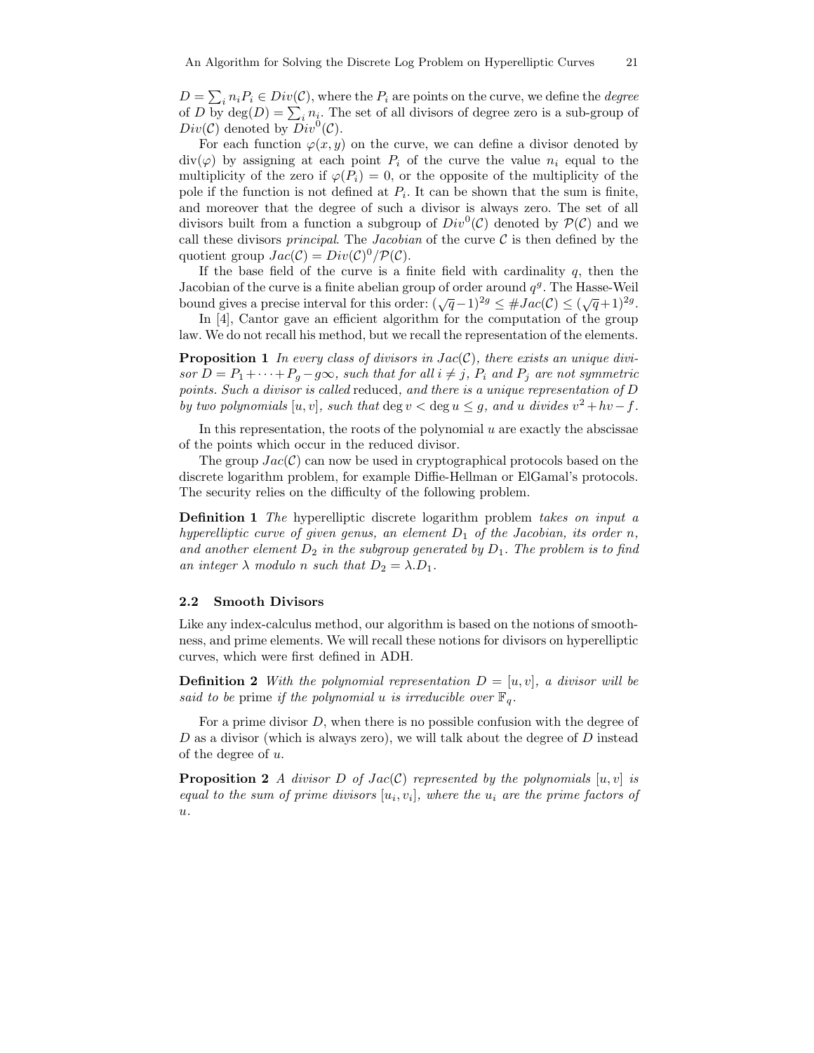$D = \sum_i n_i P_i \in Div(\mathcal{C})$, where the $P_i$ are points on the curve, we define the *degree* of $D$ by $\deg(D) = \sum_i n_i$. The set of all divisors of degree zero is a sub-group of $Div(\mathcal{C})$ denoted by $Div^0(\mathcal{C})$.

For each function $\varphi(x, y)$ on the curve, we can define a divisor denoted by $\mathrm{div}(\varphi)$ by assigning at each point $P_i$ of the curve the value $n_i$ equal to the multiplicity of the zero if $\varphi(P_i) = 0$, or the opposite of the multiplicity of the pole if the function is not defined at $P_i$. It can be shown that the sum is finite, and moreover that the degree of such a divisor is always zero. The set of all divisors built from a function a subgroup of $Div^0(\mathcal{C})$ denoted by $\mathcal{P}(\mathcal{C})$ and we call these divisors *principal*. The *Jacobian* of the curve $\mathcal{C}$ is then defined by the quotient group $Jac(\mathcal{C}) = Div(\mathcal{C})^0/\mathcal{P}(\mathcal{C})$.

If the base field of the curve is a finite field with cardinality $q$, then the Jacobian of the curve is a finite abelian group of order around $q^g$. The Hasse-Weil bound gives a precise interval for this order: $(\sqrt{q}-1)^{2g} \leq \#Jac(\mathcal{C}) \leq (\sqrt{q}+1)^{2g}$.

In [4], Cantor gave an efficient algorithm for the computation of the group law. We do not recall his method, but we recall the representation of the elements.

**Proposition 1** *In every class of divisors in $Jac(\mathcal{C})$, there exists an unique divisor $D = P_1 + \cdots + P_g - g\infty$, such that for all $i \neq j$, $P_i$ and $P_j$ are not symmetric points. Such a divisor is called* reduced, *and there is a unique representation of $D$ by two polynomials $[u, v]$, such that $\deg v < \deg u \leq g$, and $u$ divides $v^2 + hv - f$.*

In this representation, the roots of the polynomial $u$ are exactly the abscissae of the points which occur in the reduced divisor.

The group $Jac(\mathcal{C})$ can now be used in cryptographical protocols based on the discrete logarithm problem, for example Diffie-Hellman or ElGamal's protocols. The security relies on the difficulty of the following problem.

**Definition 1** *The* hyperelliptic discrete logarithm problem *takes on input a hyperelliptic curve of given genus, an element $D_1$ of the Jacobian, its order $n$, and another element $D_2$ in the subgroup generated by $D_1$. The problem is to find an integer $\lambda$ modulo $n$ such that $D_2 = \lambda.D_1$.*

### 2.2 Smooth Divisors

Like any index-calculus method, our algorithm is based on the notions of smoothness, and prime elements. We will recall these notions for divisors on hyperelliptic curves, which were first defined in ADH.

**Definition 2** *With the polynomial representation $D = [u, v]$, a divisor will be said to be* prime *if the polynomial $u$ is irreducible over $\mathbb{F}_q$.*

For a prime divisor $D$, when there is no possible confusion with the degree of $D$ as a divisor (which is always zero), we will talk about the degree of $D$ instead of the degree of $u$.

**Proposition 2** *A divisor $D$ of $Jac(\mathcal{C})$ represented by the polynomials $[u, v]$ is equal to the sum of prime divisors $[u_i, v_i]$, where the $u_i$ are the prime factors of $u$.*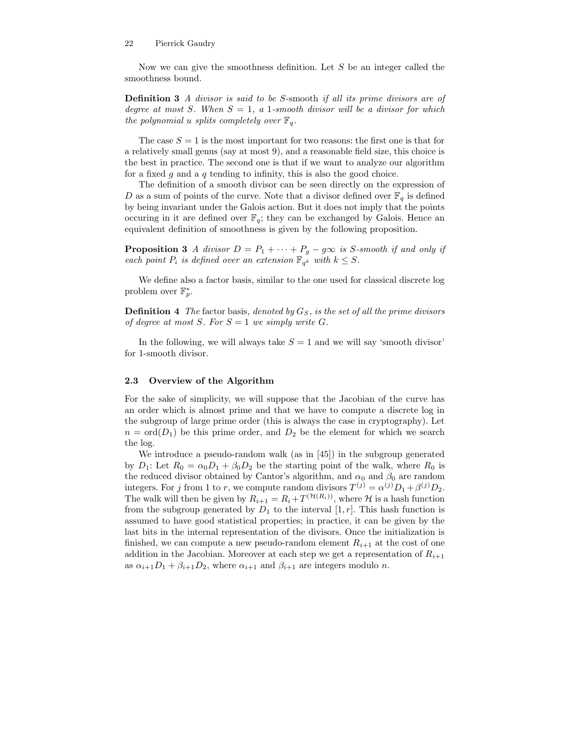Now we can give the smoothness definition. Let $S$ be an integer called the smoothness bound.

**Definition 3** *A divisor is said to be* $S$-smooth *if all its prime divisors are of degree at most* $S$*. When* $S = 1$*, a* 1*-smooth divisor will be a divisor for which the polynomial* $u$ *splits completely over* $\mathbb{F}_q$*.*

The case $S = 1$ is the most important for two reasons: the first one is that for a relatively small genus (say at most 9), and a reasonable field size, this choice is the best in practice. The second one is that if we want to analyze our algorithm for a fixed $g$ and a $q$ tending to infinity, this is also the good choice.

The definition of a smooth divisor can be seen directly on the expression of $D$ as a sum of points of the curve. Note that a divisor defined over $\mathbb{F}_q$ is defined by being invariant under the Galois action. But it does not imply that the points occuring in it are defined over $\mathbb{F}_q$; they can be exchanged by Galois. Hence an equivalent definition of smoothness is given by the following proposition.

**Proposition 3** *A divisor* $D = P_1 + \cdots + P_g - g\infty$ *is* $S$*-smooth if and only if each point* $P_i$ *is defined over an extension* $\mathbb{F}_{q^k}$ *with* $k \leq S$*.*

We define also a factor basis, similar to the one used for classical discrete log problem over $\mathbb{F}_p^*$.

**Definition 4** *The* factor basis*, denoted by* $G_S$*, is the set of all the prime divisors of degree at most* $S$*. For* $S = 1$ *we simply write* $G$*.*

In the following, we will always take $S = 1$ and we will say 'smooth divisor' for 1-smooth divisor.

### 2.3 Overview of the Algorithm

For the sake of simplicity, we will suppose that the Jacobian of the curve has an order which is almost prime and that we have to compute a discrete log in the subgroup of large prime order (this is always the case in cryptography). Let $n = \mathrm{ord}(D_1)$ be this prime order, and $D_2$ be the element for which we search the log.

We introduce a pseudo-random walk (as in [45]) in the subgroup generated by $D_1$: Let $R_0 = \alpha_0 D_1 + \beta_0 D_2$ be the starting point of the walk, where $R_0$ is the reduced divisor obtained by Cantor's algorithm, and $\alpha_0$ and $\beta_0$ are random integers. For $j$ from 1 to $r$, we compute random divisors $T^{(j)} = \alpha^{(j)} D_1 + \beta^{(j)} D_2$. The walk will then be given by $R_{i+1} = R_i + T^{(\mathcal{H}(R_i))}$, where $\mathcal{H}$ is a hash function from the subgroup generated by $D_1$ to the interval $[1, r]$. This hash function is assumed to have good statistical properties; in practice, it can be given by the last bits in the internal representation of the divisors. Once the initialization is finished, we can compute a new pseudo-random element $R_{i+1}$ at the cost of one addition in the Jacobian. Moreover at each step we get a representation of $R_{i+1}$ as $\alpha_{i+1} D_1 + \beta_{i+1} D_2$, where $\alpha_{i+1}$ and $\beta_{i+1}$ are integers modulo $n$.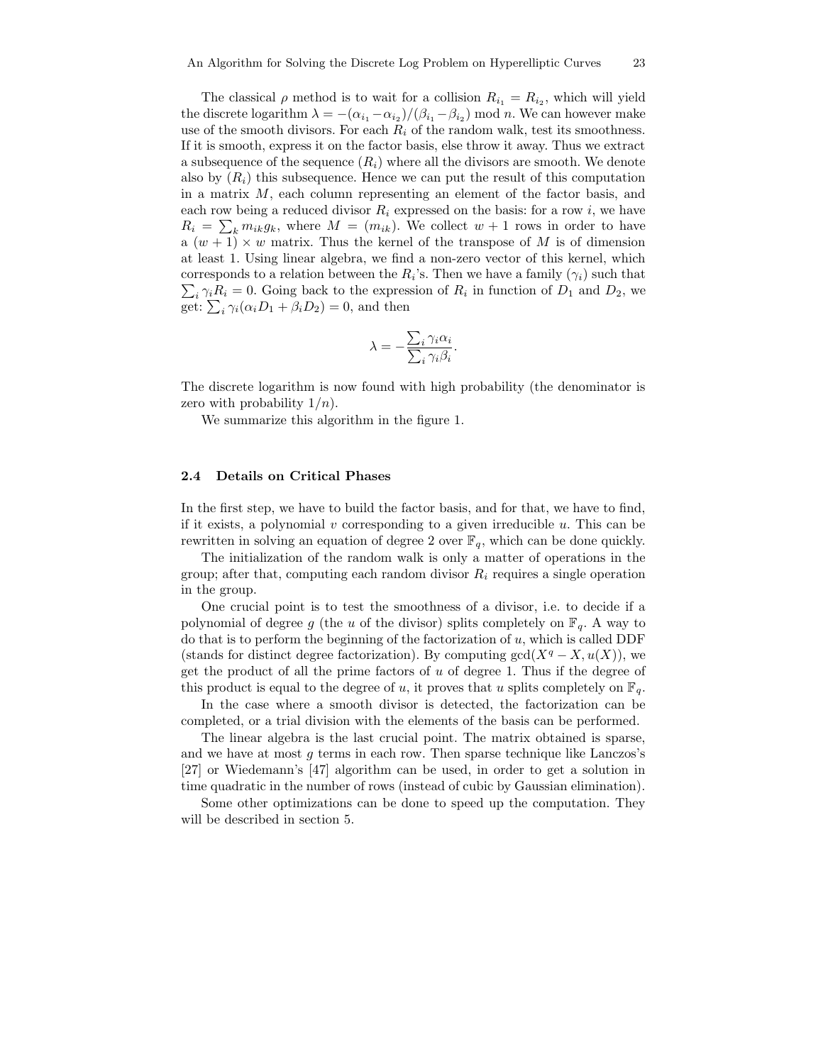The classical $\rho$ method is to wait for a collision $R_{i_1} = R_{i_2}$, which will yield the discrete logarithm $\lambda = -(\alpha_{i_1} - \alpha_{i_2})/(\beta_{i_1} - \beta_{i_2}) \bmod n$. We can however make use of the smooth divisors. For each $R_i$ of the random walk, test its smoothness. If it is smooth, express it on the factor basis, else throw it away. Thus we extract a subsequence of the sequence $(R_i)$ where all the divisors are smooth. We denote also by $(R_i)$ this subsequence. Hence we can put the result of this computation in a matrix $M$, each column representing an element of the factor basis, and each row being a reduced divisor $R_i$ expressed on the basis: for a row $i$, we have $R_i = \sum_k m_{ik} g_k$, where $M = (m_{ik})$. We collect $w+1$ rows in order to have a $(w+1) \times w$ matrix. Thus the kernel of the transpose of $M$ is of dimension at least 1. Using linear algebra, we find a non-zero vector of this kernel, which corresponds to a relation between the $R_i$'s. Then we have a family $(\gamma_i)$ such that $\sum_i \gamma_i R_i = 0$. Going back to the expression of $R_i$ in function of $D_1$ and $D_2$, we get: $\sum_i \gamma_i(\alpha_i D_1 + \beta_i D_2) = 0$, and then

$$\lambda = -\frac{\sum_i \gamma_i \alpha_i}{\sum_i \gamma_i \beta_i}.$$

The discrete logarithm is now found with high probability (the denominator is zero with probability $1/n$).

We summarize this algorithm in the figure 1.

### 2.4 Details on Critical Phases

In the first step, we have to build the factor basis, and for that, we have to find, if it exists, a polynomial $v$ corresponding to a given irreducible $u$. This can be rewritten in solving an equation of degree 2 over $\mathbb{F}_q$, which can be done quickly.

The initialization of the random walk is only a matter of operations in the group; after that, computing each random divisor $R_i$ requires a single operation in the group.

One crucial point is to test the smoothness of a divisor, i.e. to decide if a polynomial of degree $g$ (the $u$ of the divisor) splits completely on $\mathbb{F}_q$. A way to do that is to perform the beginning of the factorization of $u$, which is called DDF (stands for distinct degree factorization). By computing $\gcd(X^q - X, u(X))$, we get the product of all the prime factors of $u$ of degree 1. Thus if the degree of this product is equal to the degree of $u$, it proves that $u$ splits completely on $\mathbb{F}_q$.

In the case where a smooth divisor is detected, the factorization can be completed, or a trial division with the elements of the basis can be performed.

The linear algebra is the last crucial point. The matrix obtained is sparse, and we have at most $g$ terms in each row. Then sparse technique like Lanczos's [27] or Wiedemann's [47] algorithm can be used, in order to get a solution in time quadratic in the number of rows (instead of cubic by Gaussian elimination).

Some other optimizations can be done to speed up the computation. They will be described in section 5.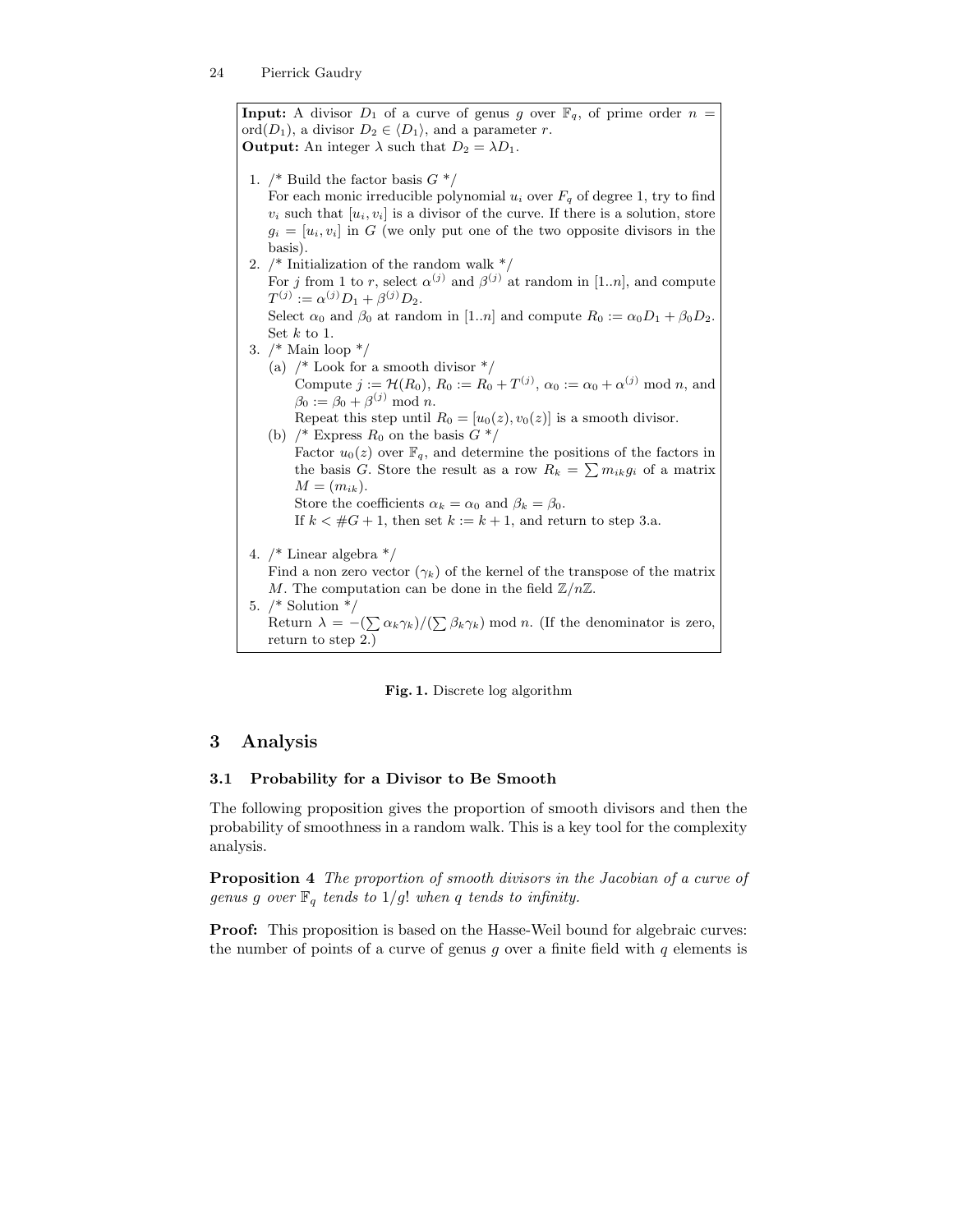**Input:** A divisor $D_1$ of a curve of genus $g$ over $\mathbb{F}_q$, of prime order $n = \mathrm{ord}(D_1)$, a divisor $D_2 \in \langle D_1 \rangle$, and a parameter $r$.
**Output:** An integer $\lambda$ such that $D_2 = \lambda D_1$.

1. /* Build the factor basis $G$ */
   For each monic irreducible polynomial $u_i$ over $F_q$ of degree 1, try to find $v_i$ such that $[u_i, v_i]$ is a divisor of the curve. If there is a solution, store $g_i = [u_i, v_i]$ in $G$ (we only put one of the two opposite divisors in the basis).
2. /* Initialization of the random walk */
   For $j$ from 1 to $r$, select $\alpha^{(j)}$ and $\beta^{(j)}$ at random in $[1..n]$, and compute $T^{(j)} := \alpha^{(j)} D_1 + \beta^{(j)} D_2$.
   Select $\alpha_0$ and $\beta_0$ at random in $[1..n]$ and compute $R_0 := \alpha_0 D_1 + \beta_0 D_2$.
   Set $k$ to 1.
3. /* Main loop */
   (a) /* Look for a smooth divisor */
   Compute $j := \mathcal{H}(R_0)$, $R_0 := R_0 + T^{(j)}$, $\alpha_0 := \alpha_0 + \alpha^{(j)} \bmod n$, and $\beta_0 := \beta_0 + \beta^{(j)} \bmod n$.
   Repeat this step until $R_0 = [u_0(z), v_0(z)]$ is a smooth divisor.
   (b) /* Express $R_0$ on the basis $G$ */
   Factor $u_0(z)$ over $\mathbb{F}_q$, and determine the positions of the factors in the basis $G$. Store the result as a row $R_k = \sum m_{ik} g_i$ of a matrix $M = (m_{ik})$.
   Store the coefficients $\alpha_k = \alpha_0$ and $\beta_k = \beta_0$.
   If $k < \#G + 1$, then set $k := k + 1$, and return to step 3.a.
4. /* Linear algebra */
   Find a non zero vector $(\gamma_k)$ of the kernel of the transpose of the matrix $M$. The computation can be done in the field $\mathbb{Z}/n\mathbb{Z}$.
5. /* Solution */
   Return $\lambda = -(\sum \alpha_k \gamma_k)/(\sum \beta_k \gamma_k) \bmod n$. (If the denominator is zero, return to step 2.)

**Fig. 1.** Discrete log algorithm

## 3 Analysis

### 3.1 Probability for a Divisor to Be Smooth

The following proposition gives the proportion of smooth divisors and then the probability of smoothness in a random walk. This is a key tool for the complexity analysis.

**Proposition 4** *The proportion of smooth divisors in the Jacobian of a curve of genus $g$ over $\mathbb{F}_q$ tends to $1/g!$ when $q$ tends to infinity.*

**Proof:** This proposition is based on the Hasse-Weil bound for algebraic curves: the number of points of a curve of genus $g$ over a finite field with $q$ elements is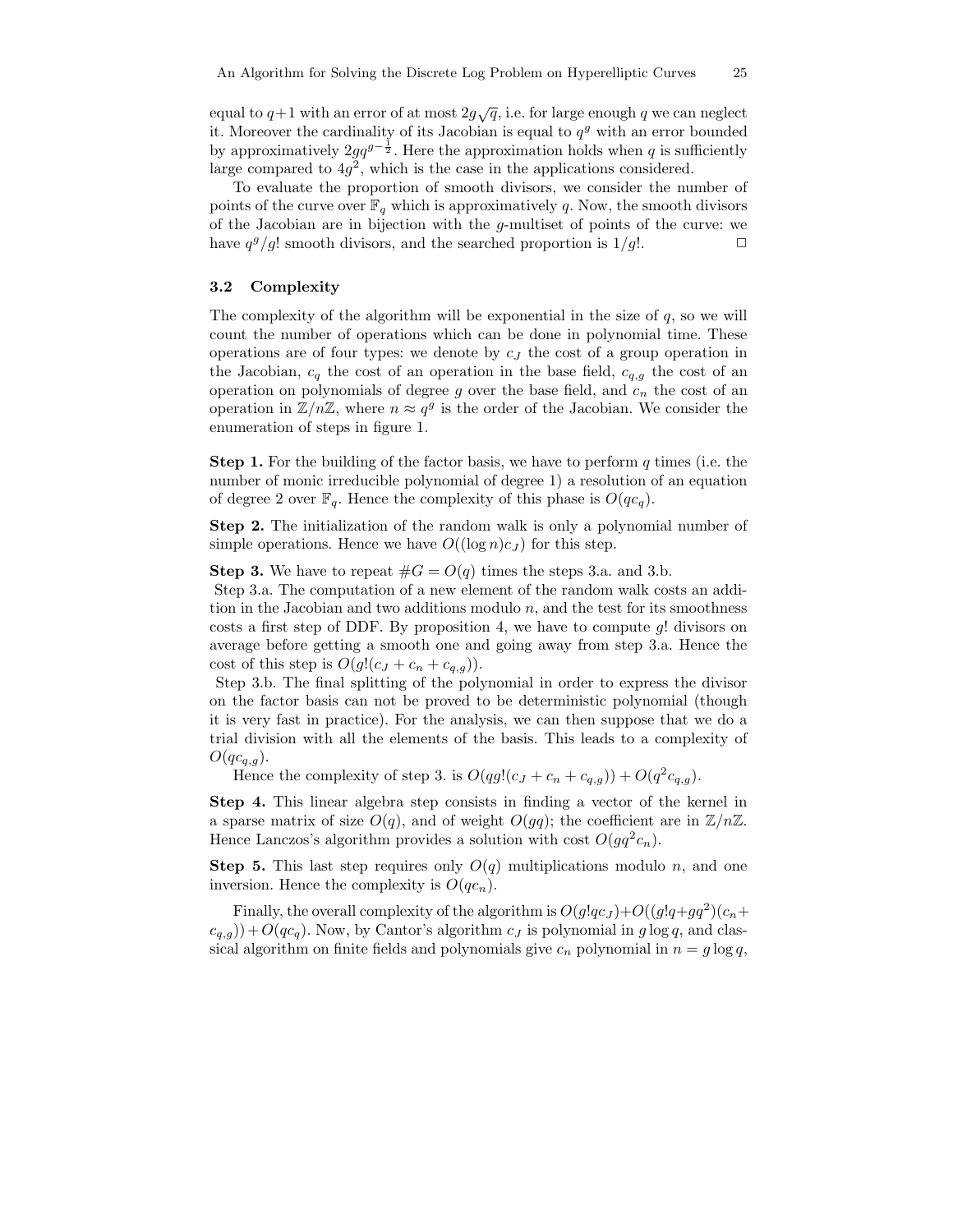equal to $q+1$ with an error of at most $2g\sqrt{q}$, i.e. for large enough $q$ we can neglect it. Moreover the cardinality of its Jacobian is equal to $q^g$ with an error bounded by approximatively $2gq^{g-\frac{1}{2}}$. Here the approximation holds when $q$ is sufficiently large compared to $4g^2$, which is the case in the applications considered.

To evaluate the proportion of smooth divisors, we consider the number of points of the curve over $\mathbb{F}_q$ which is approximatively $q$. Now, the smooth divisors of the Jacobian are in bijection with the $g$-multiset of points of the curve: we have $q^g/g!$ smooth divisors, and the searched proportion is $1/g!$. □

### 3.2 Complexity

The complexity of the algorithm will be exponential in the size of $q$, so we will count the number of operations which can be done in polynomial time. These operations are of four types: we denote by $c_J$ the cost of a group operation in the Jacobian, $c_q$ the cost of an operation in the base field, $c_{q,g}$ the cost of an operation on polynomials of degree $g$ over the base field, and $c_n$ the cost of an operation in $\mathbb{Z}/n\mathbb{Z}$, where $n \approx q^g$ is the order of the Jacobian. We consider the enumeration of steps in figure 1.

**Step 1.** For the building of the factor basis, we have to perform $q$ times (i.e. the number of monic irreducible polynomial of degree 1) a resolution of an equation of degree 2 over $\mathbb{F}_q$. Hence the complexity of this phase is $O(qc_q)$.

**Step 2.** The initialization of the random walk is only a polynomial number of simple operations. Hence we have $O((\log n)c_J)$ for this step.

**Step 3.** We have to repeat $\#G = O(q)$ times the steps 3.a. and 3.b.

Step 3.a. The computation of a new element of the random walk costs an addition in the Jacobian and two additions modulo $n$, and the test for its smoothness costs a first step of DDF. By proposition 4, we have to compute $g!$ divisors on average before getting a smooth one and going away from step 3.a. Hence the cost of this step is $O(g!(c_J + c_n + c_{q,g}))$.

Step 3.b. The final splitting of the polynomial in order to express the divisor on the factor basis can not be proved to be deterministic polynomial (though it is very fast in practice). For the analysis, we can then suppose that we do a trial division with all the elements of the basis. This leads to a complexity of $O(qc_{q,g})$.

Hence the complexity of step 3. is $O(qg!(c_J + c_n + c_{q,g})) + O(q^2 c_{q,g})$.

**Step 4.** This linear algebra step consists in finding a vector of the kernel in a sparse matrix of size $O(q)$, and of weight $O(gq)$; the coefficient are in $\mathbb{Z}/n\mathbb{Z}$. Hence Lanczos's algorithm provides a solution with cost $O(gq^2 c_n)$.

**Step 5.** This last step requires only $O(q)$ multiplications modulo $n$, and one inversion. Hence the complexity is $O(qc_n)$.

Finally, the overall complexity of the algorithm is $O(g!qc_J) + O((g!q + gq^2)(c_n + c_{q,g})) + O(qc_q)$. Now, by Cantor's algorithm $c_J$ is polynomial in $g \log q$, and classical algorithm on finite fields and polynomials give $c_n$ polynomial in $n = g \log q$,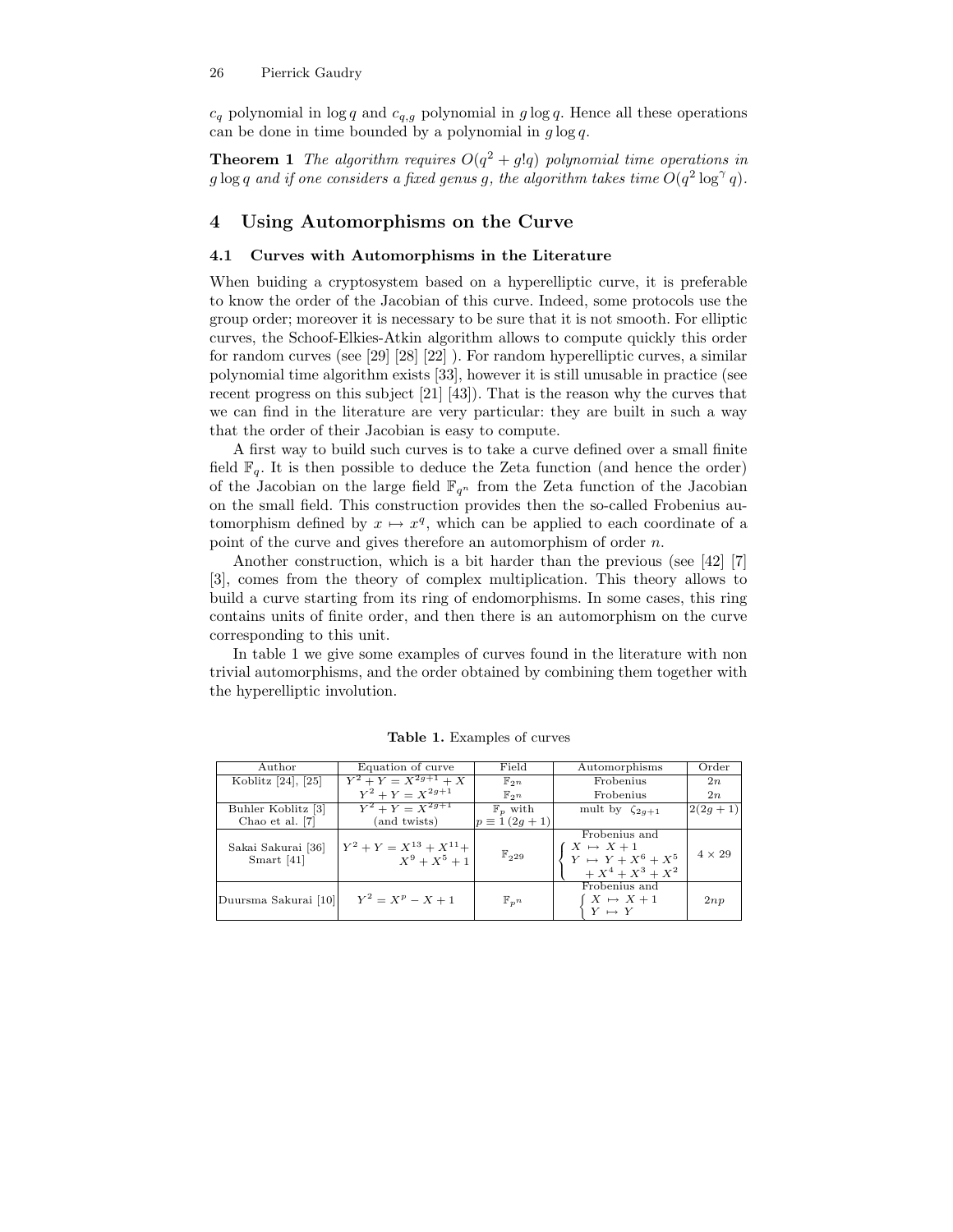$c_q$ polynomial in $\log q$ and $c_{q,g}$ polynomial in $g \log q$. Hence all these operations can be done in time bounded by a polynomial in $g \log q$.

**Theorem 1** *The algorithm requires $O(q^2 + g!q)$ polynomial time operations in $g \log q$ and if one considers a fixed genus $g$, the algorithm takes time $O(q^2 \log^\gamma q)$.*

## 4 Using Automorphisms on the Curve

### 4.1 Curves with Automorphisms in the Literature

When buiding a cryptosystem based on a hyperelliptic curve, it is preferable to know the order of the Jacobian of this curve. Indeed, some protocols use the group order; moreover it is necessary to be sure that it is not smooth. For elliptic curves, the Schoof-Elkies-Atkin algorithm allows to compute quickly this order for random curves (see [29] [28] [22] ). For random hyperelliptic curves, a similar polynomial time algorithm exists [33], however it is still unusable in practice (see recent progress on this subject [21] [43]). That is the reason why the curves that we can find in the literature are very particular: they are built in such a way that the order of their Jacobian is easy to compute.

A first way to build such curves is to take a curve defined over a small finite field $\mathbb{F}_q$. It is then possible to deduce the Zeta function (and hence the order) of the Jacobian on the large field $\mathbb{F}_{q^n}$ from the Zeta function of the Jacobian on the small field. This construction provides then the so-called Frobenius automorphism defined by $x \mapsto x^q$, which can be applied to each coordinate of a point of the curve and gives therefore an automorphism of order $n$.

Another construction, which is a bit harder than the previous (see [42] [7] [3], comes from the theory of complex multiplication. This theory allows to build a curve starting from its ring of endomorphisms. In some cases, this ring contains units of finite order, and then there is an automorphism on the curve corresponding to this unit.

In table 1 we give some examples of curves found in the literature with non trivial automorphisms, and the order obtained by combining them together with the hyperelliptic involution.

**Table 1.** Examples of curves

| Author | Equation of curve | Field | Automorphisms | Order |
|---|---|---|---|---|
| Koblitz [24], [25] | $Y^2 + Y = X^{2g+1} + X$ | $\mathbb{F}_{2^n}$ | Frobenius | $2n$ |
| | $Y^2 + Y = X^{2g+1}$ | $\mathbb{F}_{2^n}$ | Frobenius | $2n$ |
| Buhler Koblitz [3] Chao et al. [7] | $Y^2 + Y = X^{2g+1}$ (and twists) | $\mathbb{F}_p$ with $p \equiv 1\,(2g+1)$ | mult by $\zeta_{2g+1}$ | $2(2g+1)$ |
| Sakai Sakurai [36] Smart [41] | $Y^2 + Y = X^{13} + X^{11} + X^9 + X^5 + 1$ | $\mathbb{F}_{2^{29}}$ | Frobenius and $\begin{cases} X \mapsto X+1 \\ Y \mapsto Y + X^6 + X^5 + X^4 + X^3 + X^2 \end{cases}$ | $4 \times 29$ |
| Duursma Sakurai [10] | $Y^2 = X^p - X + 1$ | $\mathbb{F}_{p^n}$ | Frobenius and $\begin{cases} X \mapsto X+1 \\ Y \mapsto Y \end{cases}$ | $2np$ |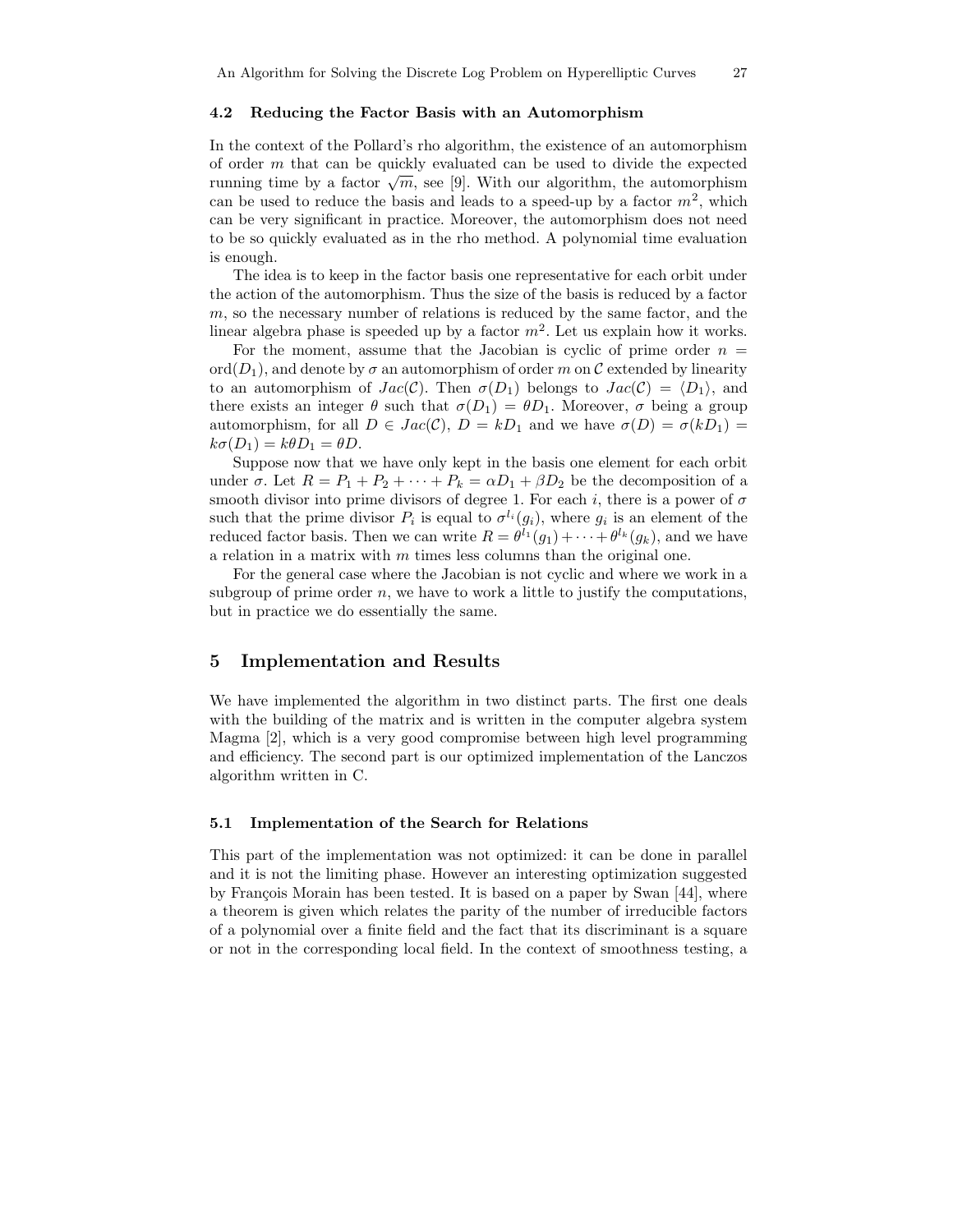### 4.2 Reducing the Factor Basis with an Automorphism

In the context of the Pollard's rho algorithm, the existence of an automorphism of order $m$ that can be quickly evaluated can be used to divide the expected running time by a factor $\sqrt{m}$, see [9]. With our algorithm, the automorphism can be used to reduce the basis and leads to a speed-up by a factor $m^2$, which can be very significant in practice. Moreover, the automorphism does not need to be so quickly evaluated as in the rho method. A polynomial time evaluation is enough.

The idea is to keep in the factor basis one representative for each orbit under the action of the automorphism. Thus the size of the basis is reduced by a factor $m$, so the necessary number of relations is reduced by the same factor, and the linear algebra phase is speeded up by a factor $m^2$. Let us explain how it works.

For the moment, assume that the Jacobian is cyclic of prime order $n = \mathrm{ord}(D_1)$, and denote by $\sigma$ an automorphism of order $m$ on $\mathcal{C}$ extended by linearity to an automorphism of $Jac(\mathcal{C})$. Then $\sigma(D_1)$ belongs to $Jac(\mathcal{C}) = \langle D_1 \rangle$, and there exists an integer $\theta$ such that $\sigma(D_1) = \theta D_1$. Moreover, $\sigma$ being a group automorphism, for all $D \in Jac(\mathcal{C})$, $D = kD_1$ and we have $\sigma(D) = \sigma(kD_1) = k\sigma(D_1) = k\theta D_1 = \theta D$.

Suppose now that we have only kept in the basis one element for each orbit under $\sigma$. Let $R = P_1 + P_2 + \cdots + P_k = \alpha D_1 + \beta D_2$ be the decomposition of a smooth divisor into prime divisors of degree 1. For each $i$, there is a power of $\sigma$ such that the prime divisor $P_i$ is equal to $\sigma^{l_i}(g_i)$, where $g_i$ is an element of the reduced factor basis. Then we can write $R = \theta^{l_1}(g_1) + \cdots + \theta^{l_k}(g_k)$, and we have a relation in a matrix with $m$ times less columns than the original one.

For the general case where the Jacobian is not cyclic and where we work in a subgroup of prime order $n$, we have to work a little to justify the computations, but in practice we do essentially the same.

## 5 Implementation and Results

We have implemented the algorithm in two distinct parts. The first one deals with the building of the matrix and is written in the computer algebra system Magma [2], which is a very good compromise between high level programming and efficiency. The second part is our optimized implementation of the Lanczos algorithm written in C.

### 5.1 Implementation of the Search for Relations

This part of the implementation was not optimized: it can be done in parallel and it is not the limiting phase. However an interesting optimization suggested by François Morain has been tested. It is based on a paper by Swan [44], where a theorem is given which relates the parity of the number of irreducible factors of a polynomial over a finite field and the fact that its discriminant is a square or not in the corresponding local field. In the context of smoothness testing, a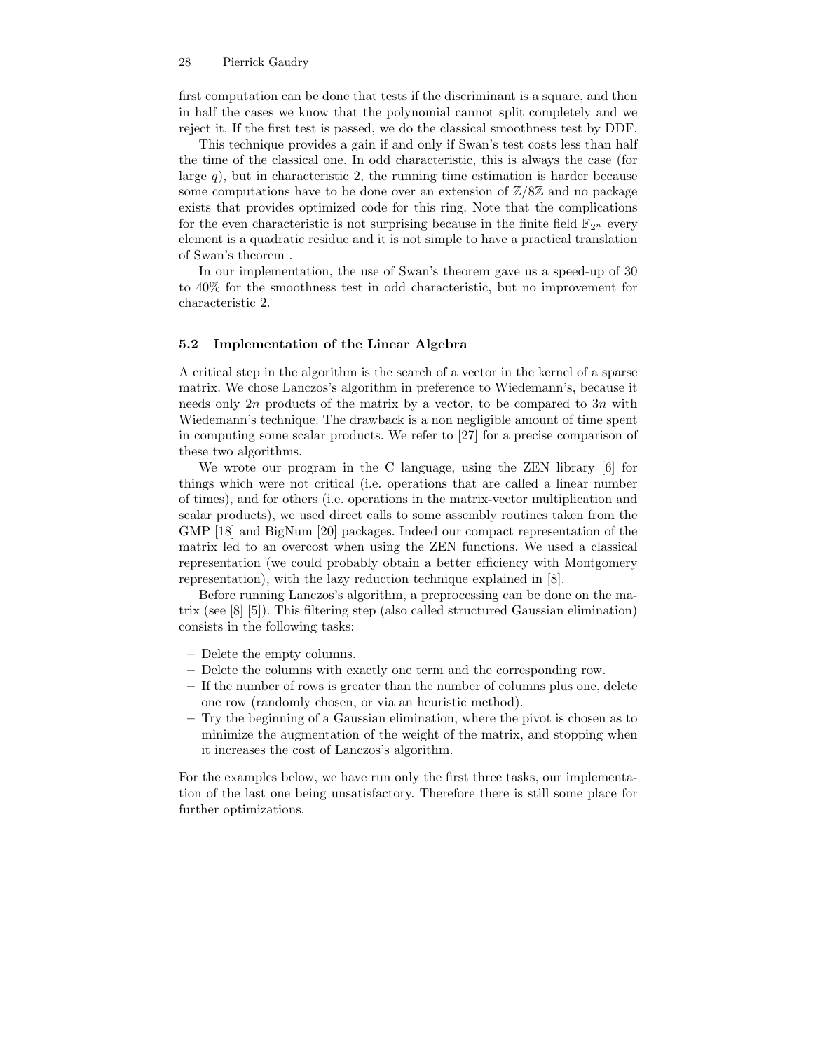first computation can be done that tests if the discriminant is a square, and then in half the cases we know that the polynomial cannot split completely and we reject it. If the first test is passed, we do the classical smoothness test by DDF.

This technique provides a gain if and only if Swan's test costs less than half the time of the classical one. In odd characteristic, this is always the case (for large $q$), but in characteristic 2, the running time estimation is harder because some computations have to be done over an extension of $\mathbb{Z}/8\mathbb{Z}$ and no package exists that provides optimized code for this ring. Note that the complications for the even characteristic is not surprising because in the finite field $\mathbb{F}_{2^n}$ every element is a quadratic residue and it is not simple to have a practical translation of Swan's theorem .

In our implementation, the use of Swan's theorem gave us a speed-up of 30 to 40% for the smoothness test in odd characteristic, but no improvement for characteristic 2.

### 5.2 Implementation of the Linear Algebra

A critical step in the algorithm is the search of a vector in the kernel of a sparse matrix. We chose Lanczos's algorithm in preference to Wiedemann's, because it needs only $2n$ products of the matrix by a vector, to be compared to $3n$ with Wiedemann's technique. The drawback is a non negligible amount of time spent in computing some scalar products. We refer to [27] for a precise comparison of these two algorithms.

We wrote our program in the C language, using the ZEN library [6] for things which were not critical (i.e. operations that are called a linear number of times), and for others (i.e. operations in the matrix-vector multiplication and scalar products), we used direct calls to some assembly routines taken from the GMP [18] and BigNum [20] packages. Indeed our compact representation of the matrix led to an overcost when using the ZEN functions. We used a classical representation (we could probably obtain a better efficiency with Montgomery representation), with the lazy reduction technique explained in [8].

Before running Lanczos's algorithm, a preprocessing can be done on the matrix (see [8] [5]). This filtering step (also called structured Gaussian elimination) consists in the following tasks:

- Delete the empty columns.
- Delete the columns with exactly one term and the corresponding row.
- If the number of rows is greater than the number of columns plus one, delete one row (randomly chosen, or via an heuristic method).
- Try the beginning of a Gaussian elimination, where the pivot is chosen as to minimize the augmentation of the weight of the matrix, and stopping when it increases the cost of Lanczos's algorithm.

For the examples below, we have run only the first three tasks, our implementation of the last one being unsatisfactory. Therefore there is still some place for further optimizations.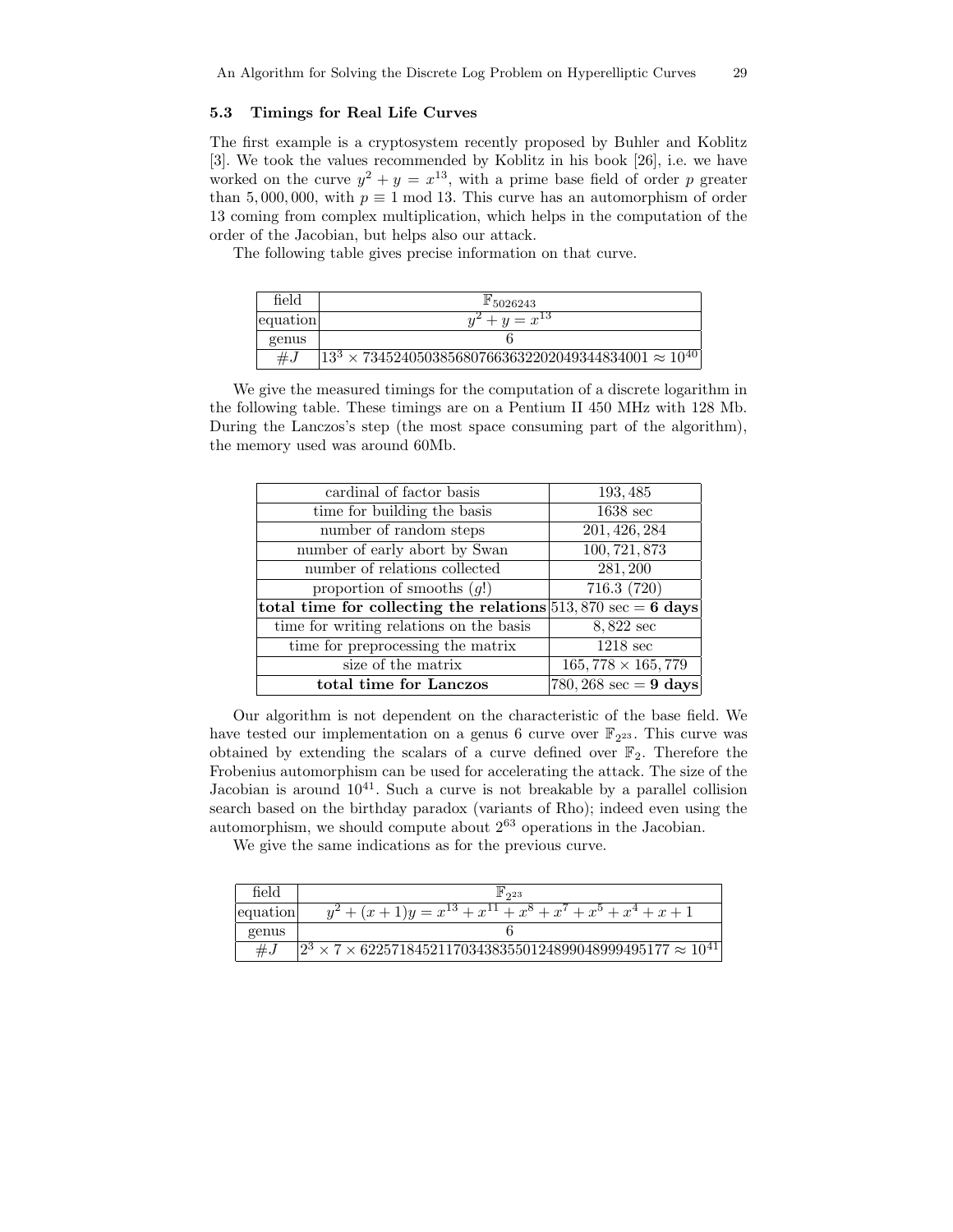### 5.3 Timings for Real Life Curves

The first example is a cryptosystem recently proposed by Buhler and Koblitz [3]. We took the values recommended by Koblitz in his book [26], i.e. we have worked on the curve $y^2 + y = x^{13}$, with a prime base field of order $p$ greater than 5,000,000, with $p \equiv 1 \bmod 13$. This curve has an automorphism of order 13 coming from complex multiplication, which helps in the computation of the order of the Jacobian, but helps also our attack.

The following table gives precise information on that curve.

| field | $\mathbb{F}_{5026243}$ |
|---|---|
| equation | $y^2 + y = x^{13}$ |
| genus | 6 |
| $\#J$ | $13^3 \times 7345240503856807663632202049344834001 \approx 10^{40}$ |

We give the measured timings for the computation of a discrete logarithm in the following table. These timings are on a Pentium II 450 MHz with 128 Mb. During the Lanczos's step (the most space consuming part of the algorithm), the memory used was around 60Mb.

| cardinal of factor basis | 193,485 |
|---|---|
| time for building the basis | 1638 sec |
| number of random steps | 201,426,284 |
| number of early abort by Swan | 100,721,873 |
| number of relations collected | 281,200 |
| proportion of smooths ($g!$) | 716.3 (720) |
| **total time for collecting the relations** | 513,870 sec = **6 days** |
| time for writing relations on the basis | 8,822 sec |
| time for preprocessing the matrix | 1218 sec |
| size of the matrix | $165,778 \times 165,779$ |
| **total time for Lanczos** | 780,268 sec = **9 days** |

Our algorithm is not dependent on the characteristic of the base field. We have tested our implementation on a genus 6 curve over $\mathbb{F}_{2^{23}}$. This curve was obtained by extending the scalars of a curve defined over $\mathbb{F}_2$. Therefore the Frobenius automorphism can be used for accelerating the attack. The size of the Jacobian is around $10^{41}$. Such a curve is not breakable by a parallel collision search based on the birthday paradox (variants of Rho); indeed even using the automorphism, we should compute about $2^{63}$ operations in the Jacobian.

We give the same indications as for the previous curve.

| field | $\mathbb{F}_{2^{23}}$ |
|---|---|
| equation | $y^2 + (x+1)y = x^{13} + x^{11} + x^8 + x^7 + x^5 + x^4 + x + 1$ |
| genus | 6 |
| $\#J$ | $2^3 \times 7 \times 6225718452117034383550124899048999495177 \approx 10^{41}$ |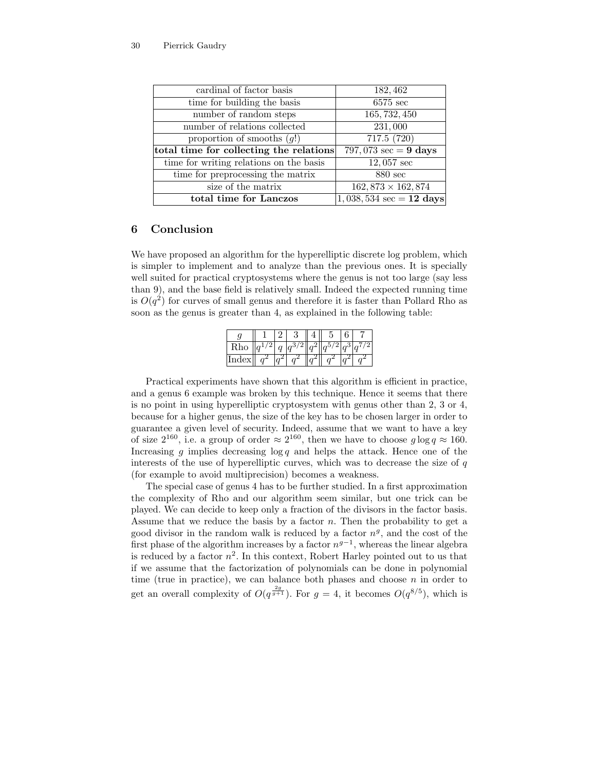| cardinal of factor basis | 182, 462 |
|---|---|
| time for building the basis | 6575 sec |
| number of random steps | 165, 732, 450 |
| number of relations collected | 231, 000 |
| proportion of smooths ($g!$) | 717.5 (720) |
| **total time for collecting the relations** | 797, 073 sec = **9 days** |
| time for writing relations on the basis | 12, 057 sec |
| time for preprocessing the matrix | 880 sec |
| size of the matrix | 162, 873 × 162, 874 |
| **total time for Lanczos** | 1, 038, 534 sec = **12 days** |

## 6 Conclusion

We have proposed an algorithm for the hyperelliptic discrete log problem, which is simpler to implement and to analyze than the previous ones. It is specially well suited for practical cryptosystems where the genus is not too large (say less than 9), and the base field is relatively small. Indeed the expected running time is $O(q^2)$ for curves of small genus and therefore it is faster than Pollard Rho as soon as the genus is greater than 4, as explained in the following table:

| $g$ | 1 | 2 | 3 | 4 | 5 | 6 | 7 |
|---|---|---|---|---|---|---|---|
| Rho | $q^{1/2}$ | $q$ | $q^{3/2}$ | $q^2$ | $q^{5/2}$ | $q^3$ | $q^{7/2}$ |
| Index | $q^2$ | $q^2$ | $q^2$ | $q^2$ | $q^2$ | $q^2$ | $q^2$ |

Practical experiments have shown that this algorithm is efficient in practice, and a genus 6 example was broken by this technique. Hence it seems that there is no point in using hyperelliptic cryptosystem with genus other than 2, 3 or 4, because for a higher genus, the size of the key has to be chosen larger in order to guarantee a given level of security. Indeed, assume that we want to have a key of size $2^{160}$, i.e. a group of order $\approx 2^{160}$, then we have to choose $g \log q \approx 160$. Increasing $g$ implies decreasing $\log q$ and helps the attack. Hence one of the interests of the use of hyperelliptic curves, which was to decrease the size of $q$ (for example to avoid multiprecision) becomes a weakness.

The special case of genus 4 has to be further studied. In a first approximation the complexity of Rho and our algorithm seem similar, but one trick can be played. We can decide to keep only a fraction of the divisors in the factor basis. Assume that we reduce the basis by a factor $n$. Then the probability to get a good divisor in the random walk is reduced by a factor $n^g$, and the cost of the first phase of the algorithm increases by a factor $n^{g-1}$, whereas the linear algebra is reduced by a factor $n^2$. In this context, Robert Harley pointed out to us that if we assume that the factorization of polynomials can be done in polynomial time (true in practice), we can balance both phases and choose $n$ in order to get an overall complexity of $O(q^{\frac{2g}{g+1}})$. For $g = 4$, it becomes $O(q^{8/5})$, which is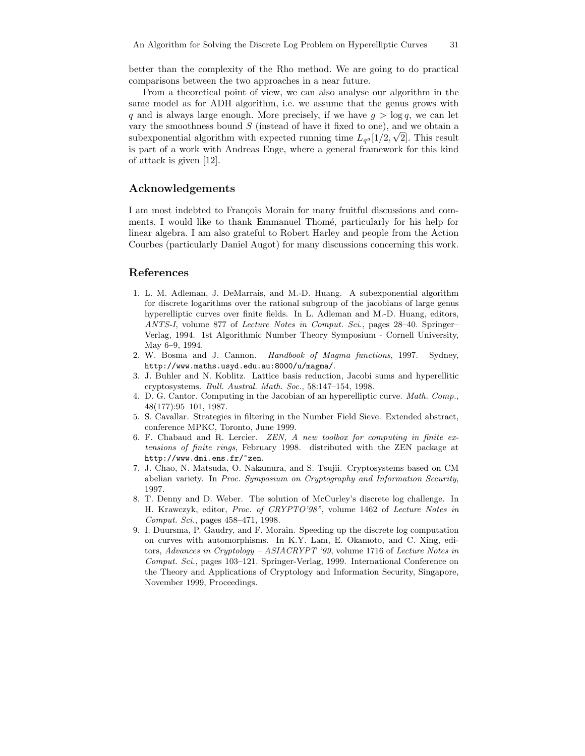better than the complexity of the Rho method. We are going to do practical comparisons between the two approaches in a near future.

From a theoretical point of view, we can also analyse our algorithm in the same model as for ADH algorithm, i.e. we assume that the genus grows with $q$ and is always large enough. More precisely, if we have $g > \log q$, we can let vary the smoothness bound $S$ (instead of have it fixed to one), and we obtain a subexponential algorithm with expected running time $L_{q^g}[1/2, \sqrt{2}]$. This result is part of a work with Andreas Enge, where a general framework for this kind of attack is given [12].

## Acknowledgements

I am most indebted to François Morain for many fruitful discussions and comments. I would like to thank Emmanuel Thomé, particularly for his help for linear algebra. I am also grateful to Robert Harley and people from the Action Courbes (particularly Daniel Augot) for many discussions concerning this work.

## References

1. L. M. Adleman, J. DeMarrais, and M.-D. Huang. A subexponential algorithm for discrete logarithms over the rational subgroup of the jacobians of large genus hyperelliptic curves over finite fields. In L. Adleman and M.-D. Huang, editors, *ANTS-I*, volume 877 of *Lecture Notes in Comput. Sci.*, pages 28–40. Springer–Verlag, 1994. 1st Algorithmic Number Theory Symposium - Cornell University, May 6–9, 1994.
2. W. Bosma and J. Cannon. *Handbook of Magma functions*, 1997. Sydney, `http://www.maths.usyd.edu.au:8000/u/magma/`.
3. J. Buhler and N. Koblitz. Lattice basis reduction, Jacobi sums and hyperellitic cryptosystems. *Bull. Austral. Math. Soc.*, 58:147–154, 1998.
4. D. G. Cantor. Computing in the Jacobian of an hyperelliptic curve. *Math. Comp.*, 48(177):95–101, 1987.
5. S. Cavallar. Strategies in filtering in the Number Field Sieve. Extended abstract, conference MPKC, Toronto, June 1999.
6. F. Chabaud and R. Lercier. *ZEN, A new toolbox for computing in finite extensions of finite rings*, February 1998. distributed with the ZEN package at `http://www.dmi.ens.fr/~zen`.
7. J. Chao, N. Matsuda, O. Nakamura, and S. Tsujii. Cryptosystems based on CM abelian variety. In *Proc. Symposium on Cryptography and Information Security*, 1997.
8. T. Denny and D. Weber. The solution of McCurley's discrete log challenge. In H. Krawczyk, editor, *Proc. of CRYPTO'98"*, volume 1462 of *Lecture Notes in Comput. Sci.*, pages 458–471, 1998.
9. I. Duursma, P. Gaudry, and F. Morain. Speeding up the discrete log computation on curves with automorphisms. In K.Y. Lam, E. Okamoto, and C. Xing, editors, *Advances in Cryptology – ASIACRYPT '99*, volume 1716 of *Lecture Notes in Comput. Sci.*, pages 103–121. Springer-Verlag, 1999. International Conference on the Theory and Applications of Cryptology and Information Security, Singapore, November 1999, Proceedings.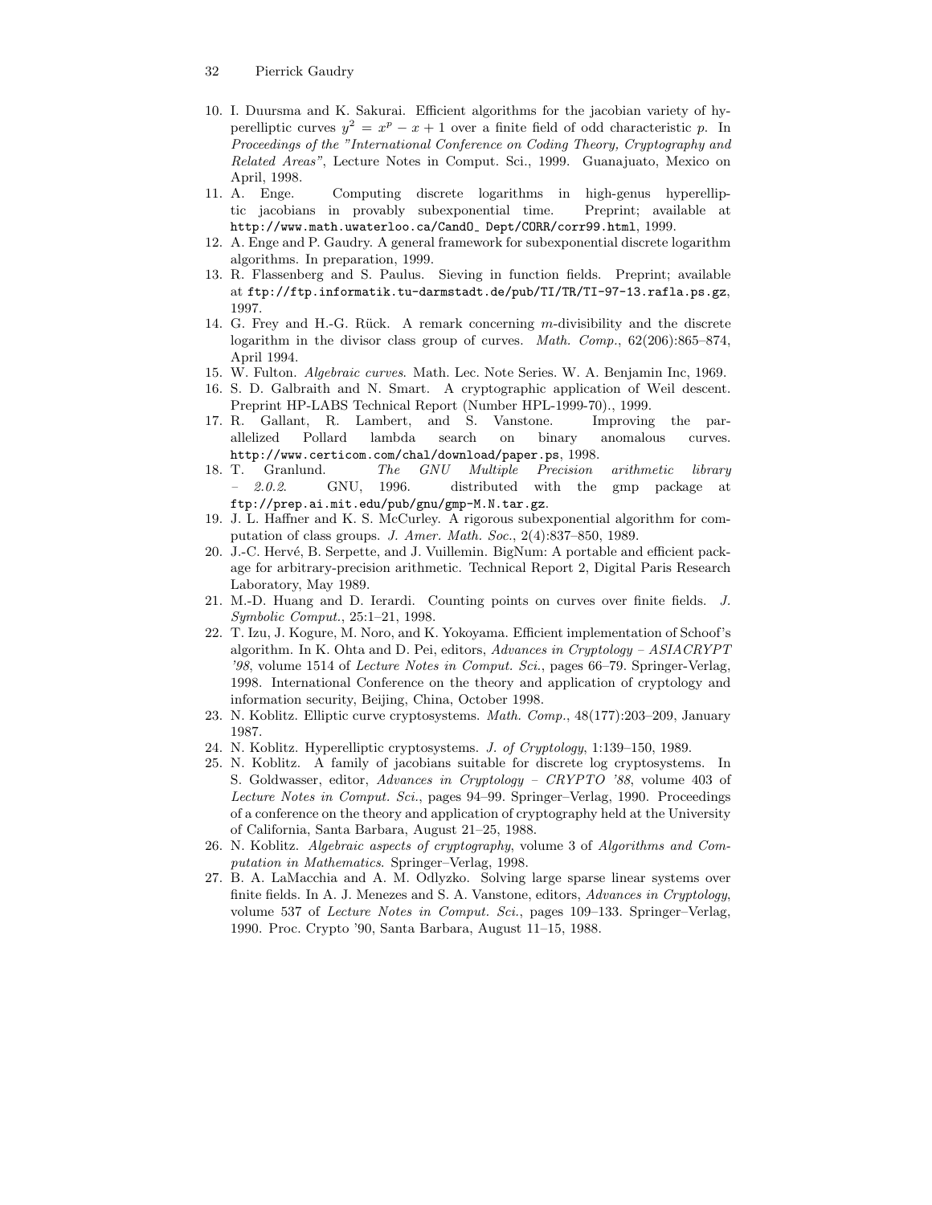10. I. Duursma and K. Sakurai. Efficient algorithms for the jacobian variety of hyperelliptic curves $y^2 = x^p - x + 1$ over a finite field of odd characteristic $p$. In *Proceedings of the "International Conference on Coding Theory, Cryptography and Related Areas"*, Lecture Notes in Comput. Sci., 1999. Guanajuato, Mexico on April, 1998.
11. A. Enge. Computing discrete logarithms in high-genus hyperelliptic jacobians in provably subexponential time. Preprint; available at `http://www.math.uwaterloo.ca/CandO_ Dept/CORR/corr99.html`, 1999.
12. A. Enge and P. Gaudry. A general framework for subexponential discrete logarithm algorithms. In preparation, 1999.
13. R. Flassenberg and S. Paulus. Sieving in function fields. Preprint; available at `ftp://ftp.informatik.tu-darmstadt.de/pub/TI/TR/TI-97-13.rafla.ps.gz`, 1997.
14. G. Frey and H.-G. Rück. A remark concerning $m$-divisibility and the discrete logarithm in the divisor class group of curves. *Math. Comp.*, 62(206):865–874, April 1994.
15. W. Fulton. *Algebraic curves*. Math. Lec. Note Series. W. A. Benjamin Inc, 1969.
16. S. D. Galbraith and N. Smart. A cryptographic application of Weil descent. Preprint HP-LABS Technical Report (Number HPL-1999-70)., 1999.
17. R. Gallant, R. Lambert, and S. Vanstone. Improving the parallelized Pollard lambda search on binary anomalous curves. `http://www.certicom.com/chal/download/paper.ps`, 1998.
18. T. Granlund. *The GNU Multiple Precision arithmetic library – 2.0.2*. GNU, 1996. distributed with the gmp package at `ftp://prep.ai.mit.edu/pub/gnu/gmp-M.N.tar.gz`.
19. J. L. Haffner and K. S. McCurley. A rigorous subexponential algorithm for computation of class groups. *J. Amer. Math. Soc.*, 2(4):837–850, 1989.
20. J.-C. Hervé, B. Serpette, and J. Vuillemin. BigNum: A portable and efficient package for arbitrary-precision arithmetic. Technical Report 2, Digital Paris Research Laboratory, May 1989.
21. M.-D. Huang and D. Ierardi. Counting points on curves over finite fields. *J. Symbolic Comput.*, 25:1–21, 1998.
22. T. Izu, J. Kogure, M. Noro, and K. Yokoyama. Efficient implementation of Schoof's algorithm. In K. Ohta and D. Pei, editors, *Advances in Cryptology – ASIACRYPT '98*, volume 1514 of *Lecture Notes in Comput. Sci.*, pages 66–79. Springer-Verlag, 1998. International Conference on the theory and application of cryptology and information security, Beijing, China, October 1998.
23. N. Koblitz. Elliptic curve cryptosystems. *Math. Comp.*, 48(177):203–209, January 1987.
24. N. Koblitz. Hyperelliptic cryptosystems. *J. of Cryptology*, 1:139–150, 1989.
25. N. Koblitz. A family of jacobians suitable for discrete log cryptosystems. In S. Goldwasser, editor, *Advances in Cryptology – CRYPTO '88*, volume 403 of *Lecture Notes in Comput. Sci.*, pages 94–99. Springer–Verlag, 1990. Proceedings of a conference on the theory and application of cryptography held at the University of California, Santa Barbara, August 21–25, 1988.
26. N. Koblitz. *Algebraic aspects of cryptography*, volume 3 of *Algorithms and Computation in Mathematics*. Springer–Verlag, 1998.
27. B. A. LaMacchia and A. M. Odlyzko. Solving large sparse linear systems over finite fields. In A. J. Menezes and S. A. Vanstone, editors, *Advances in Cryptology*, volume 537 of *Lecture Notes in Comput. Sci.*, pages 109–133. Springer–Verlag, 1990. Proc. Crypto '90, Santa Barbara, August 11–15, 1988.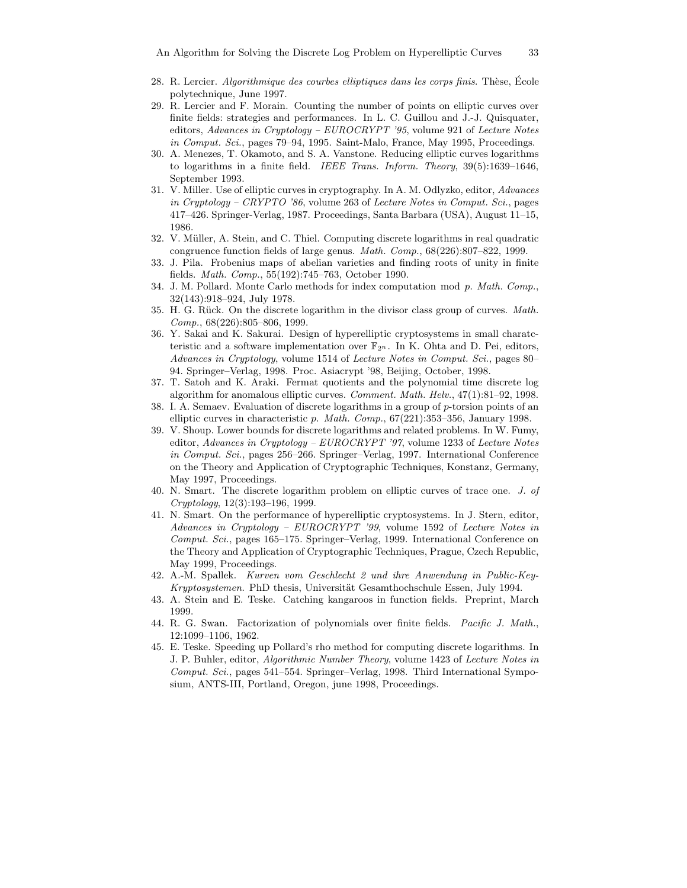28. R. Lercier. *Algorithmique des courbes elliptiques dans les corps finis*. Thèse, École polytechnique, June 1997.
29. R. Lercier and F. Morain. Counting the number of points on elliptic curves over finite fields: strategies and performances. In L. C. Guillou and J.-J. Quisquater, editors, *Advances in Cryptology – EUROCRYPT '95*, volume 921 of *Lecture Notes in Comput. Sci.*, pages 79–94, 1995. Saint-Malo, France, May 1995, Proceedings.
30. A. Menezes, T. Okamoto, and S. A. Vanstone. Reducing elliptic curves logarithms to logarithms in a finite field. *IEEE Trans. Inform. Theory*, 39(5):1639–1646, September 1993.
31. V. Miller. Use of elliptic curves in cryptography. In A. M. Odlyzko, editor, *Advances in Cryptology – CRYPTO '86*, volume 263 of *Lecture Notes in Comput. Sci.*, pages 417–426. Springer-Verlag, 1987. Proceedings, Santa Barbara (USA), August 11–15, 1986.
32. V. Müller, A. Stein, and C. Thiel. Computing discrete logarithms in real quadratic congruence function fields of large genus. *Math. Comp.*, 68(226):807–822, 1999.
33. J. Pila. Frobenius maps of abelian varieties and finding roots of unity in finite fields. *Math. Comp.*, 55(192):745–763, October 1990.
34. J. M. Pollard. Monte Carlo methods for index computation mod $p$. *Math. Comp.*, 32(143):918–924, July 1978.
35. H. G. Rück. On the discrete logarithm in the divisor class group of curves. *Math. Comp.*, 68(226):805–806, 1999.
36. Y. Sakai and K. Sakurai. Design of hyperelliptic cryptosystems in small charatcteristic and a software implementation over $\mathbb{F}_{2^n}$. In K. Ohta and D. Pei, editors, *Advances in Cryptology*, volume 1514 of *Lecture Notes in Comput. Sci.*, pages 80–94. Springer–Verlag, 1998. Proc. Asiacrypt '98, Beijing, October, 1998.
37. T. Satoh and K. Araki. Fermat quotients and the polynomial time discrete log algorithm for anomalous elliptic curves. *Comment. Math. Helv.*, 47(1):81–92, 1998.
38. I. A. Semaev. Evaluation of discrete logarithms in a group of $p$-torsion points of an elliptic curves in characteristic $p$. *Math. Comp.*, 67(221):353–356, January 1998.
39. V. Shoup. Lower bounds for discrete logarithms and related problems. In W. Fumy, editor, *Advances in Cryptology – EUROCRYPT '97*, volume 1233 of *Lecture Notes in Comput. Sci.*, pages 256–266. Springer–Verlag, 1997. International Conference on the Theory and Application of Cryptographic Techniques, Konstanz, Germany, May 1997, Proceedings.
40. N. Smart. The discrete logarithm problem on elliptic curves of trace one. *J. of Cryptology*, 12(3):193–196, 1999.
41. N. Smart. On the performance of hyperelliptic cryptosystems. In J. Stern, editor, *Advances in Cryptology – EUROCRYPT '99*, volume 1592 of *Lecture Notes in Comput. Sci.*, pages 165–175. Springer–Verlag, 1999. International Conference on the Theory and Application of Cryptographic Techniques, Prague, Czech Republic, May 1999, Proceedings.
42. A.-M. Spallek. *Kurven vom Geschlecht 2 und ihre Anwendung in Public-Key-Kryptosystemen*. PhD thesis, Universität Gesamthochschule Essen, July 1994.
43. A. Stein and E. Teske. Catching kangaroos in function fields. Preprint, March 1999.
44. R. G. Swan. Factorization of polynomials over finite fields. *Pacific J. Math.*, 12:1099–1106, 1962.
45. E. Teske. Speeding up Pollard's rho method for computing discrete logarithms. In J. P. Buhler, editor, *Algorithmic Number Theory*, volume 1423 of *Lecture Notes in Comput. Sci.*, pages 541–554. Springer–Verlag, 1998. Third International Symposium, ANTS-III, Portland, Oregon, june 1998, Proceedings.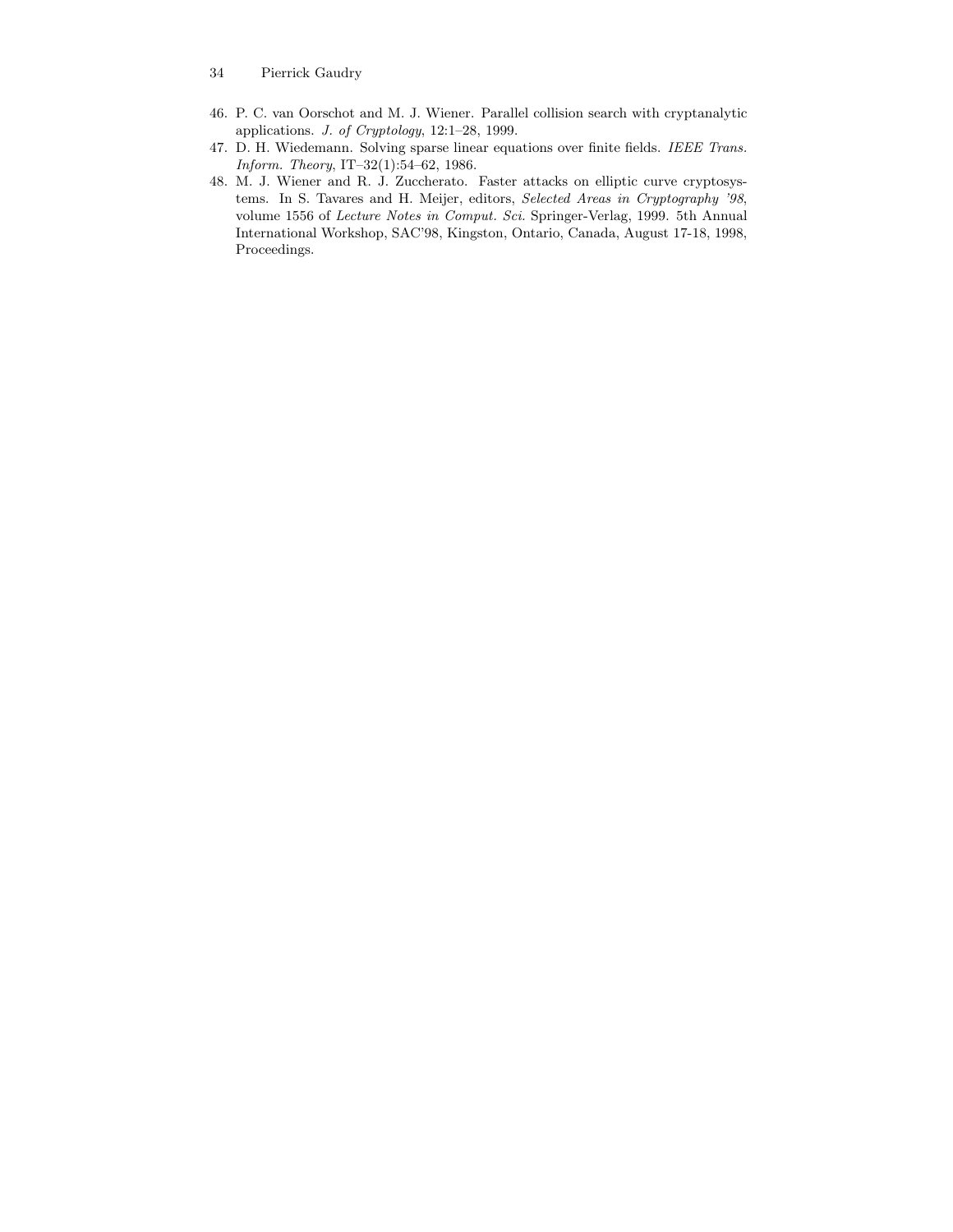46. P. C. van Oorschot and M. J. Wiener. Parallel collision search with cryptanalytic applications. *J. of Cryptology*, 12:1–28, 1999.
47. D. H. Wiedemann. Solving sparse linear equations over finite fields. *IEEE Trans. Inform. Theory*, IT–32(1):54–62, 1986.
48. M. J. Wiener and R. J. Zuccherato. Faster attacks on elliptic curve cryptosystems. In S. Tavares and H. Meijer, editors, *Selected Areas in Cryptography '98*, volume 1556 of *Lecture Notes in Comput. Sci.* Springer-Verlag, 1999. 5th Annual International Workshop, SAC'98, Kingston, Ontario, Canada, August 17-18, 1998, Proceedings.